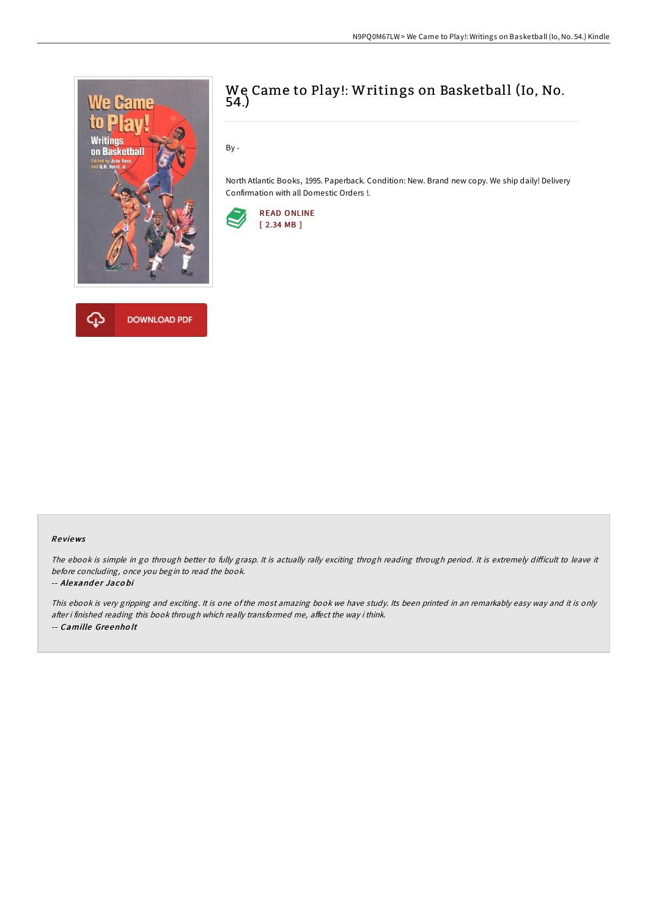# We Came to Play!: Writings on Basketball (Io, No. 54.)

By -

North Atlantic Books, 1995. Paperback. Condition: New. Brand new copy. We ship daily! Delivery Confirmation with all Domestic Orders !.

READ ONLINE
[ 2.34 MB ]

DOWNLOAD PDF

### Reviews

*The ebook is simple in go through better to fully grasp. It is actually rally exciting throgh reading through period. It is extremely difficult to leave it before concluding, once you begin to read the book.*

-- ***Alexander Jacobi***

*This ebook is very gripping and exciting. It is one of the most amazing book we have study. Its been printed in an remarkably easy way and it is only after i finished reading this book through which really transformed me, affect the way i think.*

-- ***Camille Greenholt***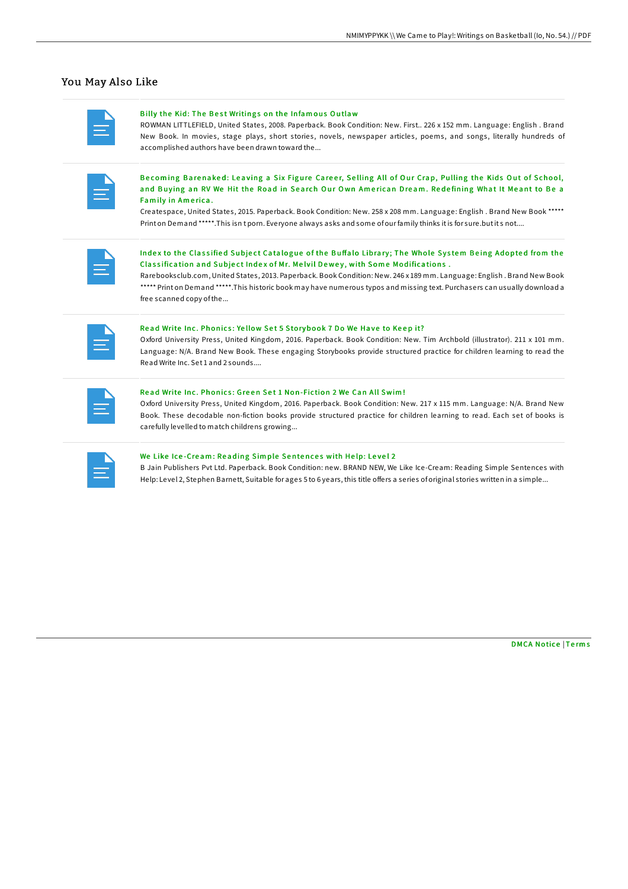## You May Also Like

### Billy the Kid: The Best Writings on the Infamous Outlaw

ROWMAN LITTLEFIELD, United States, 2008. Paperback. Book Condition: New. First.. 226 x 152 mm. Language: English . Brand New Book. In movies, stage plays, short stories, novels, newspaper articles, poems, and songs, literally hundreds of accomplished authors have been drawn toward the...

### Becoming Barenaked: Leaving a Six Figure Career, Selling All of Our Crap, Pulling the Kids Out of School, and Buying an RV We Hit the Road in Search Our Own American Dream. Redefining What It Meant to Be a Family in America.

Createspace, United States, 2015. Paperback. Book Condition: New. 258 x 208 mm. Language: English . Brand New Book ***** Print on Demand *****.This isn t porn. Everyone always asks and some of our family thinks it is for sure.but it s not....

### Index to the Classified Subject Catalogue of the Buffalo Library; The Whole System Being Adopted from the Classification and Subject Index of Mr. Melvil Dewey, with Some Modifications .

Rarebooksclub.com, United States, 2013. Paperback. Book Condition: New. 246 x 189 mm. Language: English . Brand New Book ***** Print on Demand *****.This historic book may have numerous typos and missing text. Purchasers can usually download a free scanned copy of the...

### Read Write Inc. Phonics: Yellow Set 5 Storybook 7 Do We Have to Keep it?

Oxford University Press, United Kingdom, 2016. Paperback. Book Condition: New. Tim Archbold (illustrator). 211 x 101 mm. Language: N/A. Brand New Book. These engaging Storybooks provide structured practice for children learning to read the Read Write Inc. Set 1 and 2 sounds....

### Read Write Inc. Phonics: Green Set 1 Non-Fiction 2 We Can All Swim!

Oxford University Press, United Kingdom, 2016. Paperback. Book Condition: New. 217 x 115 mm. Language: N/A. Brand New Book. These decodable non-fiction books provide structured practice for children learning to read. Each set of books is carefully levelled to match childrens growing...

### We Like Ice-Cream: Reading Simple Sentences with Help: Level 2

B Jain Publishers Pvt Ltd. Paperback. Book Condition: new. BRAND NEW, We Like Ice-Cream: Reading Simple Sentences with Help: Level 2, Stephen Barnett, Suitable for ages 5 to 6 years, this title offers a series of original stories written in a simple...